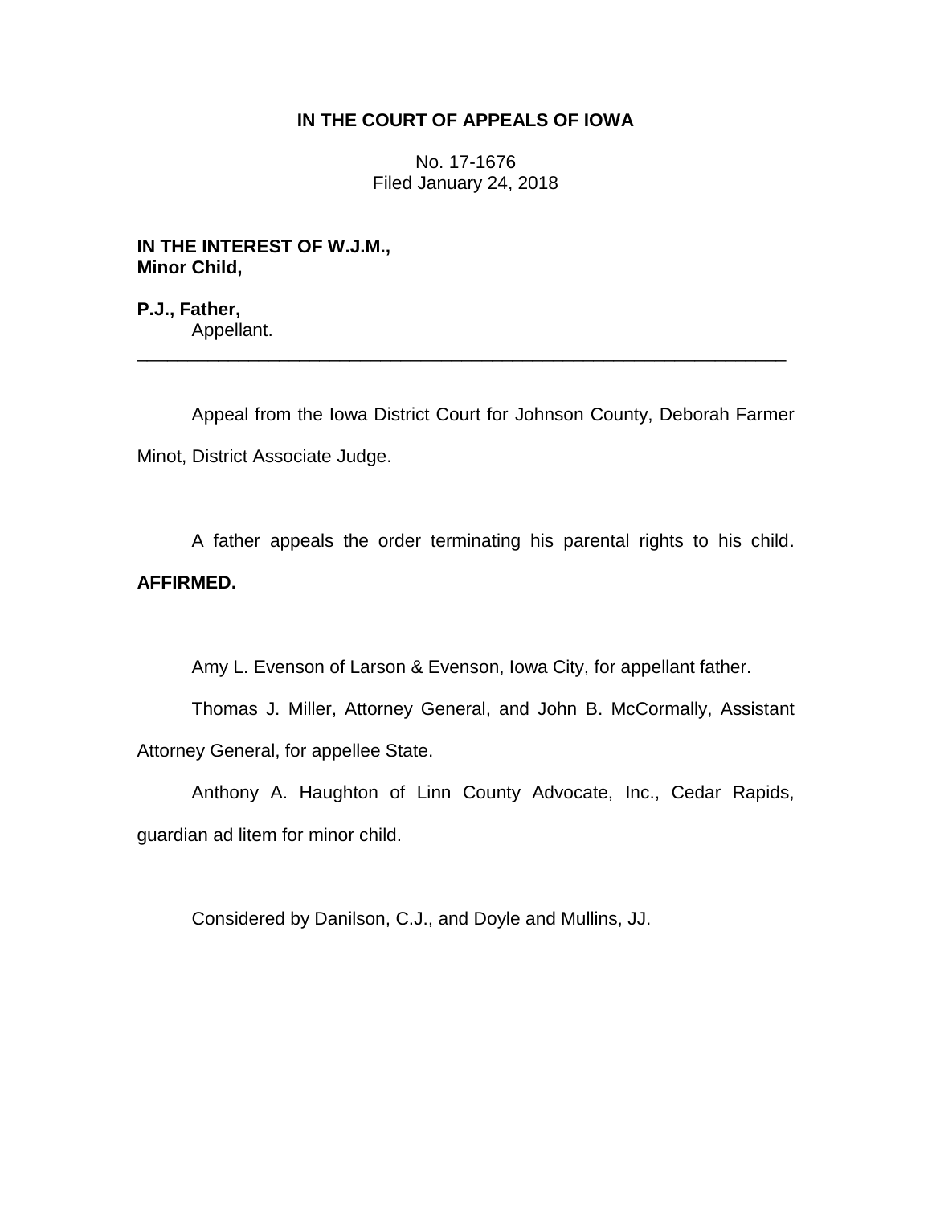**IN THE COURT OF APPEALS OF IOWA**

No. 17-1676
Filed January 24, 2018

**IN THE INTEREST OF W.J.M.,
Minor Child,**

**P.J., Father,**
Appellant.

---

Appeal from the Iowa District Court for Johnson County, Deborah Farmer Minot, District Associate Judge.

A father appeals the order terminating his parental rights to his child. **AFFIRMED.**

Amy L. Evenson of Larson & Evenson, Iowa City, for appellant father.

Thomas J. Miller, Attorney General, and John B. McCormally, Assistant Attorney General, for appellee State.

Anthony A. Haughton of Linn County Advocate, Inc., Cedar Rapids, guardian ad litem for minor child.

Considered by Danilson, C.J., and Doyle and Mullins, JJ.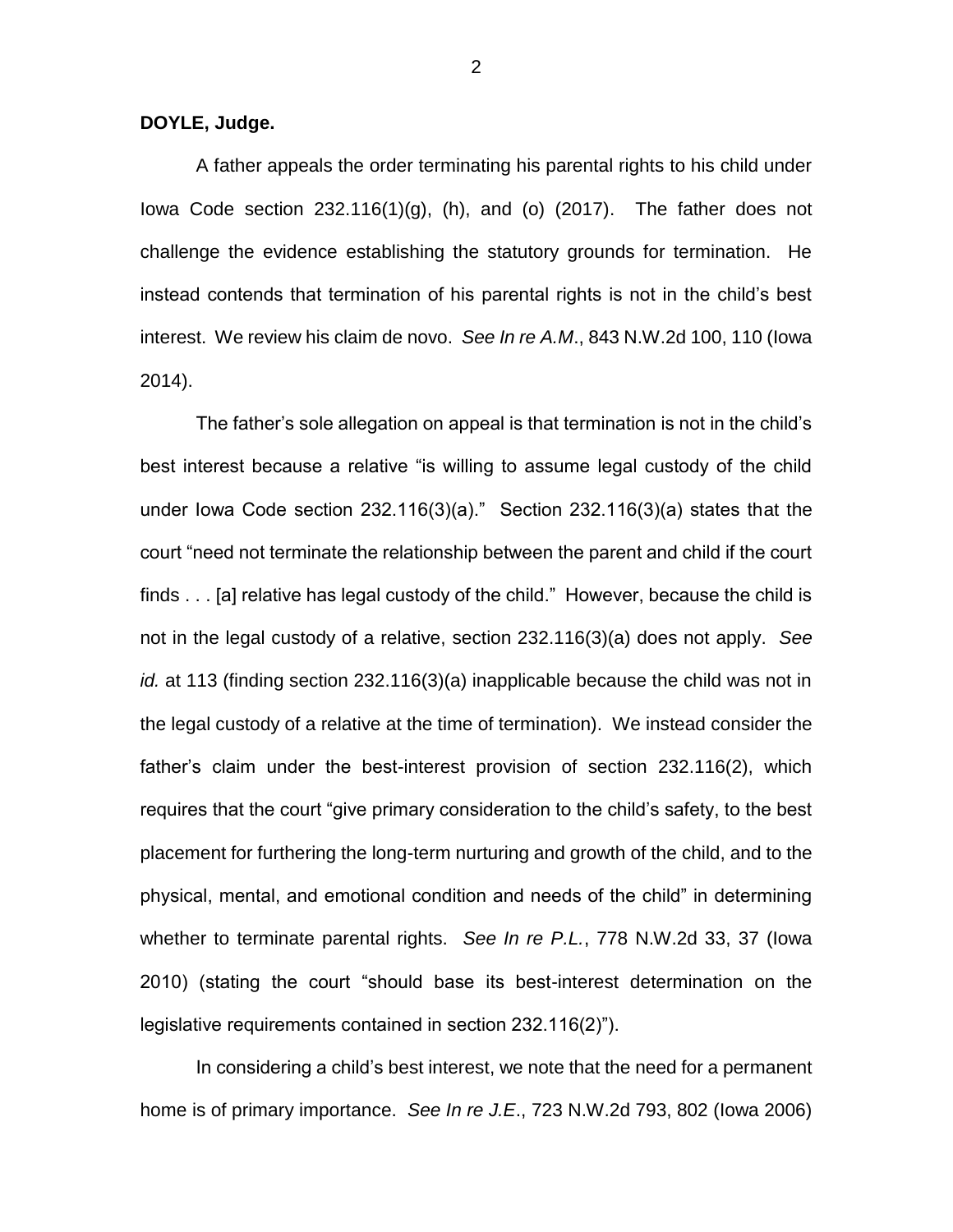**DOYLE, Judge.**

A father appeals the order terminating his parental rights to his child under Iowa Code section 232.116(1)(g), (h), and (o) (2017). The father does not challenge the evidence establishing the statutory grounds for termination. He instead contends that termination of his parental rights is not in the child's best interest. We review his claim de novo. *See In re A.M*., 843 N.W.2d 100, 110 (Iowa 2014).

The father's sole allegation on appeal is that termination is not in the child's best interest because a relative "is willing to assume legal custody of the child under Iowa Code section 232.116(3)(a)." Section 232.116(3)(a) states that the court "need not terminate the relationship between the parent and child if the court finds . . . [a] relative has legal custody of the child." However, because the child is not in the legal custody of a relative, section 232.116(3)(a) does not apply. *See id.* at 113 (finding section 232.116(3)(a) inapplicable because the child was not in the legal custody of a relative at the time of termination). We instead consider the father's claim under the best-interest provision of section 232.116(2), which requires that the court "give primary consideration to the child's safety, to the best placement for furthering the long-term nurturing and growth of the child, and to the physical, mental, and emotional condition and needs of the child" in determining whether to terminate parental rights. *See In re P.L.*, 778 N.W.2d 33, 37 (Iowa 2010) (stating the court "should base its best-interest determination on the legislative requirements contained in section 232.116(2)").

In considering a child's best interest, we note that the need for a permanent home is of primary importance. *See In re J.E*., 723 N.W.2d 793, 802 (Iowa 2006)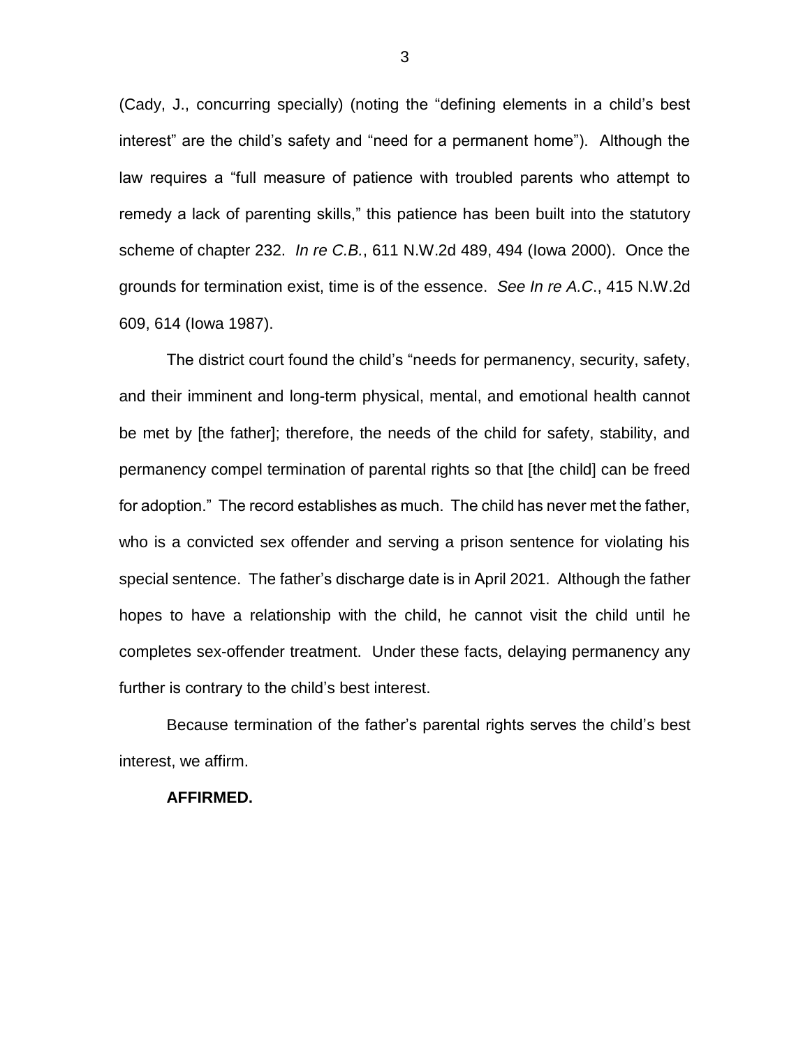(Cady, J., concurring specially) (noting the "defining elements in a child's best interest" are the child's safety and "need for a permanent home"). Although the law requires a "full measure of patience with troubled parents who attempt to remedy a lack of parenting skills," this patience has been built into the statutory scheme of chapter 232. *In re C.B.*, 611 N.W.2d 489, 494 (Iowa 2000). Once the grounds for termination exist, time is of the essence. *See In re A.C.*, 415 N.W.2d 609, 614 (Iowa 1987).

The district court found the child's "needs for permanency, security, safety, and their imminent and long-term physical, mental, and emotional health cannot be met by [the father]; therefore, the needs of the child for safety, stability, and permanency compel termination of parental rights so that [the child] can be freed for adoption." The record establishes as much. The child has never met the father, who is a convicted sex offender and serving a prison sentence for violating his special sentence. The father's discharge date is in April 2021. Although the father hopes to have a relationship with the child, he cannot visit the child until he completes sex-offender treatment. Under these facts, delaying permanency any further is contrary to the child's best interest.

Because termination of the father's parental rights serves the child's best interest, we affirm.

**AFFIRMED.**